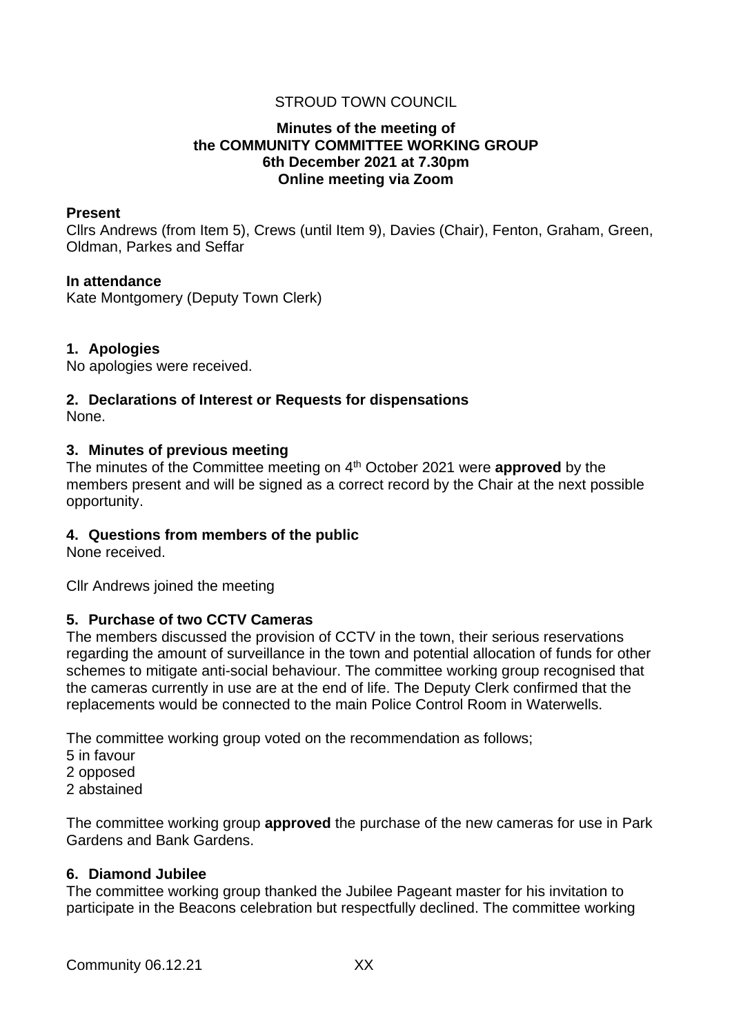STROUD TOWN COUNCIL

**Minutes of the meeting of**
**the COMMUNITY COMMITTEE WORKING GROUP**
**6th December 2021 at 7.30pm**
**Online meeting via Zoom**

**Present**
Cllrs Andrews (from Item 5), Crews (until Item 9), Davies (Chair), Fenton, Graham, Green, Oldman, Parkes and Seffar

**In attendance**
Kate Montgomery (Deputy Town Clerk)

## 1. Apologies

No apologies were received.

## 2. Declarations of Interest or Requests for dispensations

None.

## 3. Minutes of previous meeting

The minutes of the Committee meeting on 4th October 2021 were **approved** by the members present and will be signed as a correct record by the Chair at the next possible opportunity.

## 4. Questions from members of the public

None received.

Cllr Andrews joined the meeting

## 5. Purchase of two CCTV Cameras

The members discussed the provision of CCTV in the town, their serious reservations regarding the amount of surveillance in the town and potential allocation of funds for other schemes to mitigate anti-social behaviour. The committee working group recognised that the cameras currently in use are at the end of life. The Deputy Clerk confirmed that the replacements would be connected to the main Police Control Room in Waterwells.

The committee working group voted on the recommendation as follows;
5 in favour
2 opposed
2 abstained

The committee working group **approved** the purchase of the new cameras for use in Park Gardens and Bank Gardens.

## 6. Diamond Jubilee

The committee working group thanked the Jubilee Pageant master for his invitation to participate in the Beacons celebration but respectfully declined. The committee working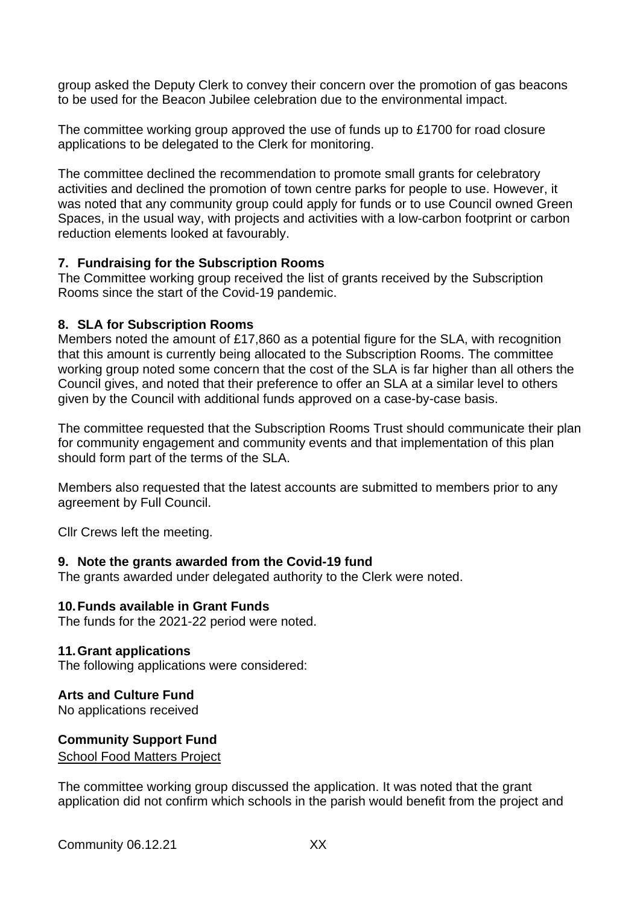group asked the Deputy Clerk to convey their concern over the promotion of gas beacons to be used for the Beacon Jubilee celebration due to the environmental impact.

The committee working group approved the use of funds up to £1700 for road closure applications to be delegated to the Clerk for monitoring.

The committee declined the recommendation to promote small grants for celebratory activities and declined the promotion of town centre parks for people to use. However, it was noted that any community group could apply for funds or to use Council owned Green Spaces, in the usual way, with projects and activities with a low-carbon footprint or carbon reduction elements looked at favourably.

**7. Fundraising for the Subscription Rooms**

The Committee working group received the list of grants received by the Subscription Rooms since the start of the Covid-19 pandemic.

**8. SLA for Subscription Rooms**

Members noted the amount of £17,860 as a potential figure for the SLA, with recognition that this amount is currently being allocated to the Subscription Rooms. The committee working group noted some concern that the cost of the SLA is far higher than all others the Council gives, and noted that their preference to offer an SLA at a similar level to others given by the Council with additional funds approved on a case-by-case basis.

The committee requested that the Subscription Rooms Trust should communicate their plan for community engagement and community events and that implementation of this plan should form part of the terms of the SLA.

Members also requested that the latest accounts are submitted to members prior to any agreement by Full Council.

Cllr Crews left the meeting.

**9. Note the grants awarded from the Covid-19 fund**

The grants awarded under delegated authority to the Clerk were noted.

**10. Funds available in Grant Funds**

The funds for the 2021-22 period were noted.

**11. Grant applications**

The following applications were considered:

**Arts and Culture Fund**

No applications received

**Community Support Fund**

School Food Matters Project

The committee working group discussed the application. It was noted that the grant application did not confirm which schools in the parish would benefit from the project and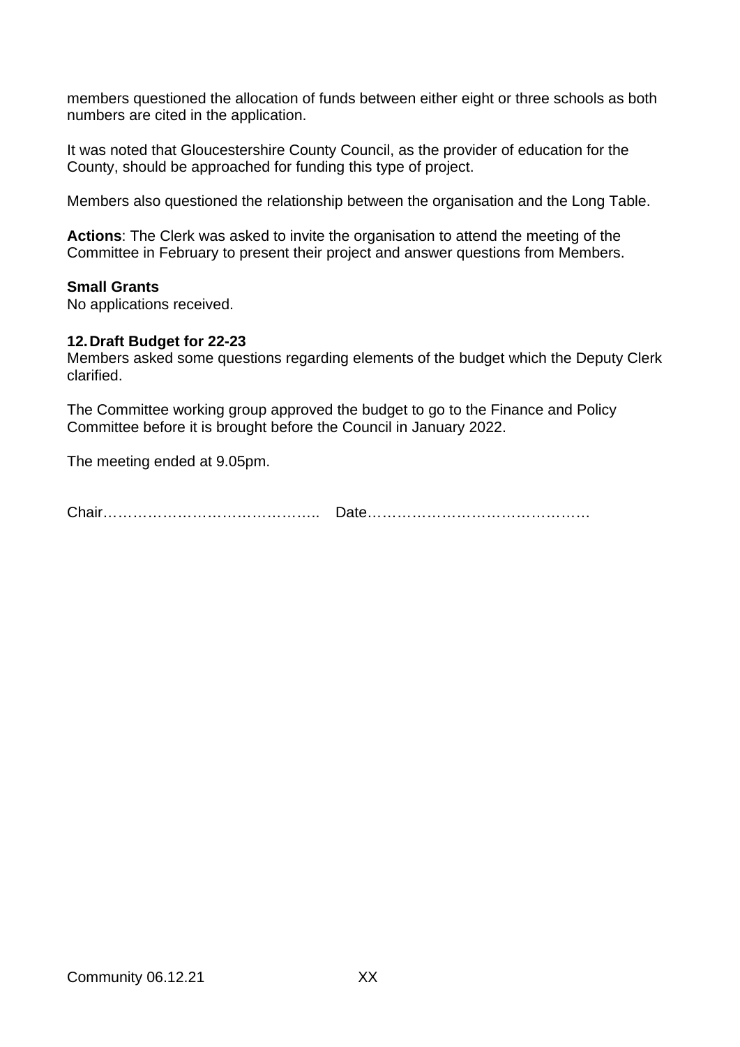members questioned the allocation of funds between either eight or three schools as both numbers are cited in the application.

It was noted that Gloucestershire County Council, as the provider of education for the County, should be approached for funding this type of project.

Members also questioned the relationship between the organisation and the Long Table.

**Actions**: The Clerk was asked to invite the organisation to attend the meeting of the Committee in February to present their project and answer questions from Members.

**Small Grants**
No applications received.

**12. Draft Budget for 22-23**
Members asked some questions regarding elements of the budget which the Deputy Clerk clarified.

The Committee working group approved the budget to go to the Finance and Policy Committee before it is brought before the Council in January 2022.

The meeting ended at 9.05pm.

Chair…………………………………….. Date………………………………………